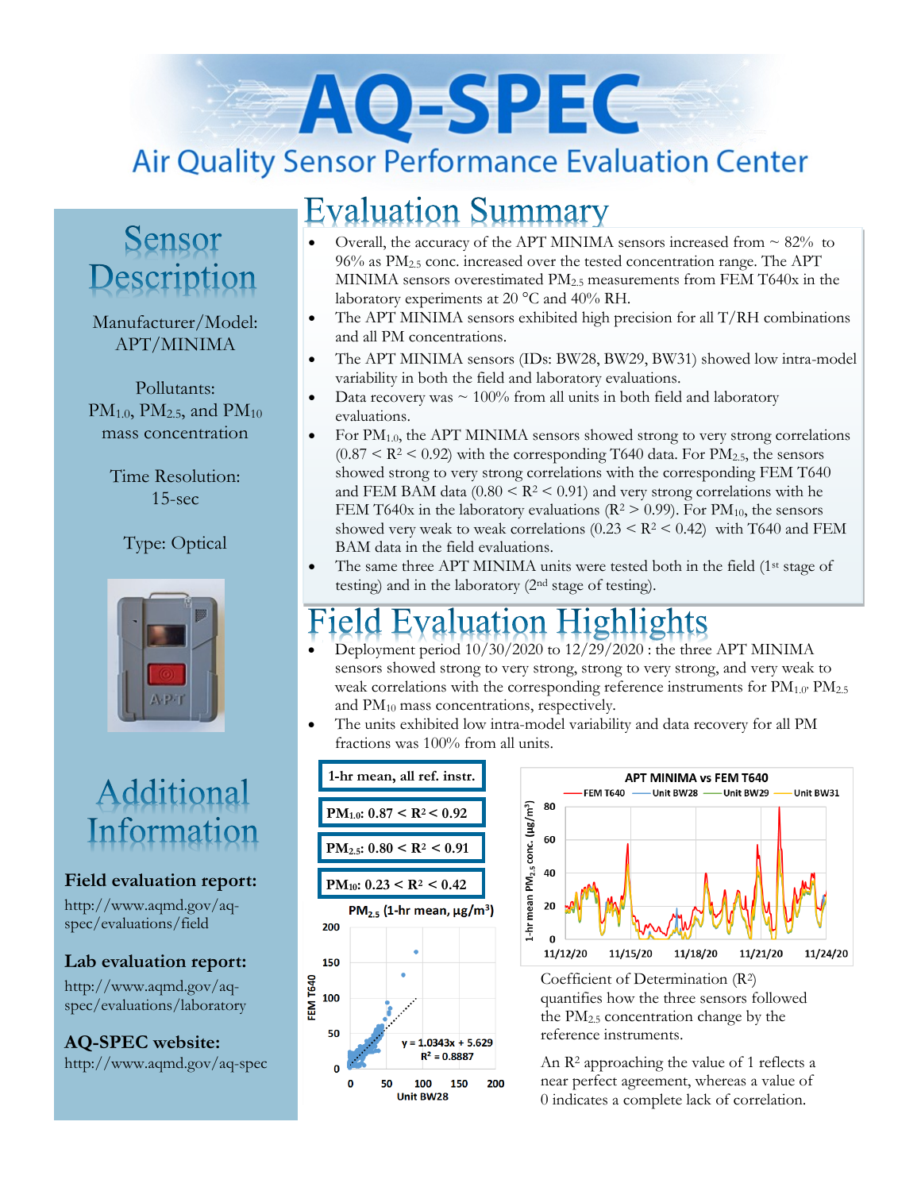# AQ-SPEC

## Air Quality Sensor Performance Evaluation Center

## Evaluation Summary

- Overall, the accuracy of the APT MINIMA sensors increased from ~ 82% to 96% as $PM_{2.5}$ conc. increased over the tested concentration range. The APT MINIMA sensors overestimated $PM_{2.5}$ measurements from FEM T640x in the laboratory experiments at 20 °C and 40% RH.
- The APT MINIMA sensors exhibited high precision for all T/RH combinations and all PM concentrations.
- The APT MINIMA sensors (IDs: BW28, BW29, BW31) showed low intra-model variability in both the field and laboratory evaluations.
- Data recovery was ~ 100% from all units in both field and laboratory evaluations.
- For $PM_{1.0}$, the APT MINIMA sensors showed strong to very strong correlations ($0.87 < R^2 < 0.92$) with the corresponding T640 data. For $PM_{2.5}$, the sensors showed strong to very strong correlations with the corresponding FEM T640 and FEM BAM data ($0.80 < R^2 < 0.91$) and very strong correlations with he FEM T640x in the laboratory evaluations ($R^2 > 0.99$). For $PM_{10}$, the sensors showed very weak to weak correlations ($0.23 < R^2 < 0.42$) with T640 and FEM BAM data in the field evaluations.
- The same three APT MINIMA units were tested both in the field (1st stage of testing) and in the laboratory (2nd stage of testing).

## Field Evaluation Highlights

- Deployment period 10/30/2020 to 12/29/2020 : the three APT MINIMA sensors showed strong to very strong, strong to very strong, and very weak to weak correlations with the corresponding reference instruments for $PM_{1.0}$, $PM_{2.5}$ and $PM_{10}$ mass concentrations, respectively.
- The units exhibited low intra-model variability and data recovery for all PM fractions was 100% from all units.

**1-hr mean, all ref. instr.**

**$PM_{1.0}$: $0.87 < R^2 < 0.92$**

**$PM_{2.5}$: $0.80 < R^2 < 0.91$**

**$PM_{10}$: $0.23 < R^2 < 0.42$**

Coefficient of Determination ($R^2$) quantifies how the three sensors followed the $PM_{2.5}$ concentration change by the reference instruments.

An $R^2$ approaching the value of 1 reflects a near perfect agreement, whereas a value of 0 indicates a complete lack of correlation.

## Sensor Description

Manufacturer/Model: APT/MINIMA

Pollutants: $PM_{1.0}$, $PM_{2.5}$, and $PM_{10}$ mass concentration

Time Resolution: 15-sec

Type: Optical

## Additional Information

**Field evaluation report:**
http://www.aqmd.gov/aq-spec/evaluations/field

**Lab evaluation report:**
http://www.aqmd.gov/aq-spec/evaluations/laboratory

**AQ-SPEC website:**
http://www.aqmd.gov/aq-spec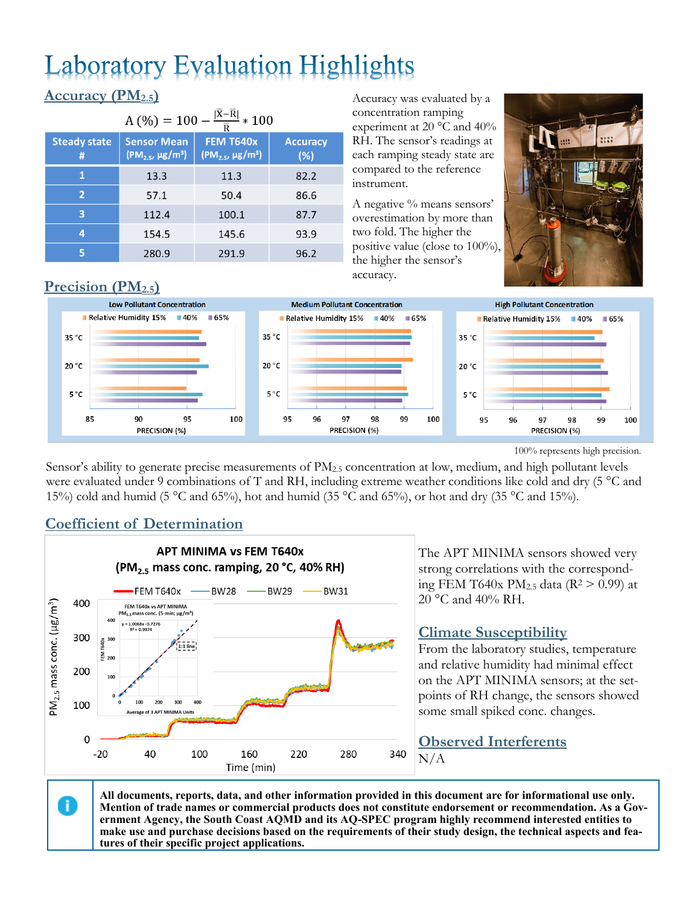# Laboratory Evaluation Highlights

## Accuracy ($PM_{2.5}$)

$$A\,(\%) = 100 - \frac{|\bar{X} - \bar{R}|}{\bar{R}} * 100$$

| Steady state # | Sensor Mean ($PM_{2.5}$, µg/m³) | FEM T640x ($PM_{2.5}$, µg/m³) | Accuracy (%) |
|---|---|---|---|
| 1 | 13.3 | 11.3 | 82.2 |
| 2 | 57.1 | 50.4 | 86.6 |
| 3 | 112.4 | 100.1 | 87.7 |
| 4 | 154.5 | 145.6 | 93.9 |
| 5 | 280.9 | 291.9 | 96.2 |

Accuracy was evaluated by a concentration ramping experiment at 20 °C and 40% RH. The sensor's readings at each ramping steady state are compared to the reference instrument.

A negative % means sensors' overestimation by more than two fold. The higher the positive value (close to 100%), the higher the sensor's accuracy.

## Precision ($PM_{2.5}$)

Low Pollutant Concentration
Relative Humidity 15% 40% 65%
35 °C
20 °C
5 °C
85 90 95 100
PRECISION (%)

Medium Pollutant Concentration
Relative Humidity 15% 40% 65%
35 °C
20 °C
5 °C
95 96 97 98 99 100
PRECISION (%)

High Pollutant Concentration
Relative Humidity 15% 40% 65%
35 °C
20 °C
5 °C
95 96 97 98 99 100
PRECISION (%)

100% represents high precision.

Sensor's ability to generate precise measurements of $PM_{2.5}$ concentration at low, medium, and high pollutant levels were evaluated under 9 combinations of T and RH, including extreme weather conditions like cold and dry (5 °C and 15%) cold and humid (5 °C and 65%), hot and humid (35 °C and 65%), or hot and dry (35 °C and 15%).

## Coefficient of Determination

APT MINIMA vs FEM T640x
($PM_{2.5}$ mass conc. ramping, 20 °C, 40% RH)
FEM T640x BW28 BW29 BW31
$PM_{2.5}$ mass conc. (µg/m³)
Time (min)
FEM T640x vs APT MINIMA
$PM_{2.5}$ mass conc. (5-min; µg/m³)
y = 1.0068x - 0.7276
$R^2$ = 0.9974
1:1 line
FEM T640x
Average of 3 APT MINIMA Units

The APT MINIMA sensors showed very strong correlations with the corresponding FEM T640x $PM_{2.5}$ data ($R^2 > 0.99$) at 20 °C and 40% RH.

## Climate Susceptibility

From the laboratory studies, temperature and relative humidity had minimal effect on the APT MINIMA sensors; at the set-points of RH change, the sensors showed some small spiked conc. changes.

## Observed Interferents

N/A

**All documents, reports, data, and other information provided in this document are for informational use only. Mention of trade names or commercial products does not constitute endorsement or recommendation. As a Government Agency, the South Coast AQMD and its AQ-SPEC program highly recommend interested entities to make use and purchase decisions based on the requirements of their study design, the technical aspects and features of their specific project applications.**